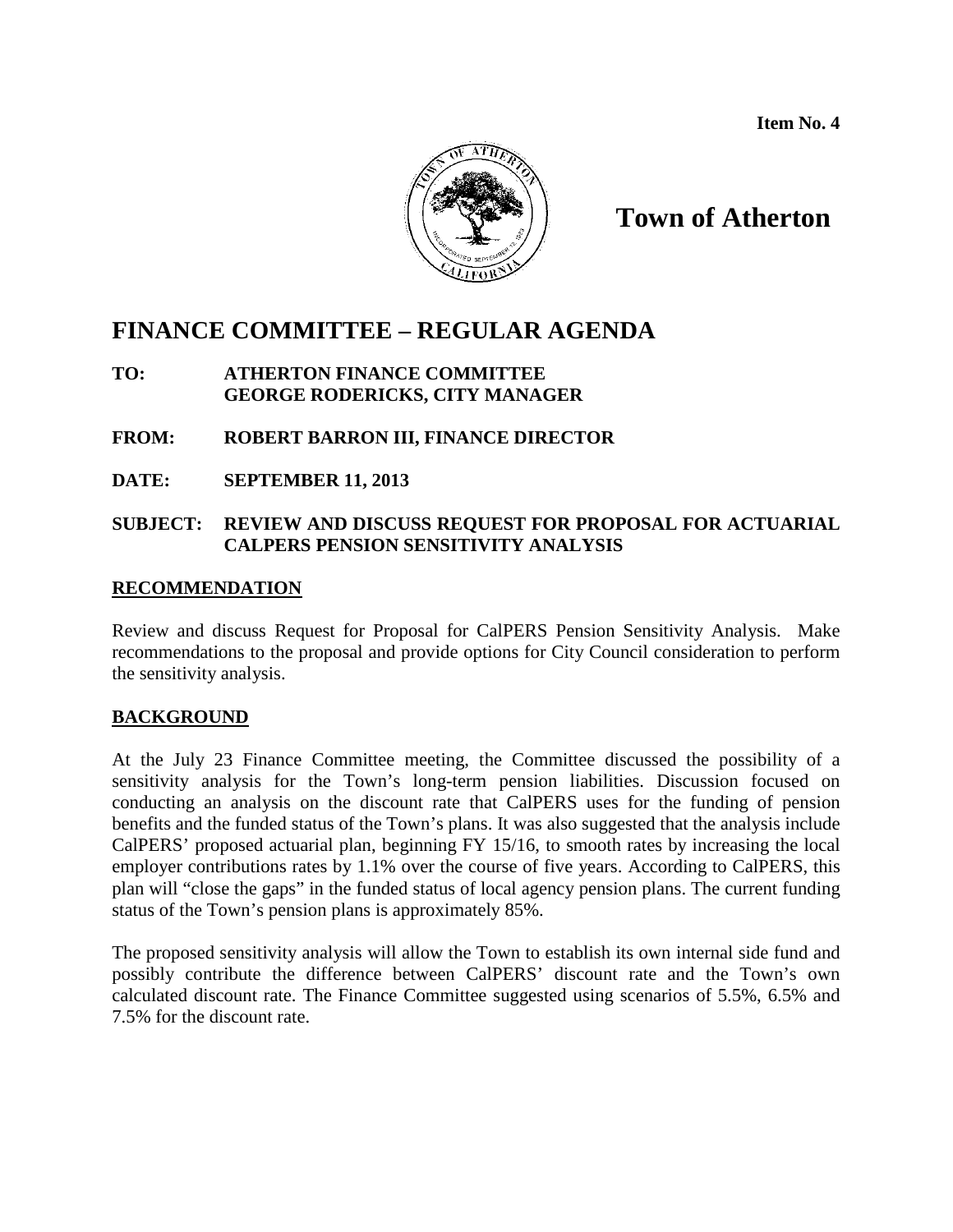**Item No. 4**

# Town of Atherton

## FINANCE COMMITTEE – REGULAR AGENDA

**TO:** **ATHERTON FINANCE COMMITTEE**
**GEORGE RODERICKS, CITY MANAGER**

**FROM:** **ROBERT BARRON III, FINANCE DIRECTOR**

**DATE:** **SEPTEMBER 11, 2013**

**SUBJECT:** **REVIEW AND DISCUSS REQUEST FOR PROPOSAL FOR ACTUARIAL CALPERS PENSION SENSITIVITY ANALYSIS**

### RECOMMENDATION

Review and discuss Request for Proposal for CalPERS Pension Sensitivity Analysis. Make recommendations to the proposal and provide options for City Council consideration to perform the sensitivity analysis.

### BACKGROUND

At the July 23 Finance Committee meeting, the Committee discussed the possibility of a sensitivity analysis for the Town's long-term pension liabilities. Discussion focused on conducting an analysis on the discount rate that CalPERS uses for the funding of pension benefits and the funded status of the Town's plans. It was also suggested that the analysis include CalPERS' proposed actuarial plan, beginning FY 15/16, to smooth rates by increasing the local employer contributions rates by 1.1% over the course of five years. According to CalPERS, this plan will "close the gaps" in the funded status of local agency pension plans. The current funding status of the Town's pension plans is approximately 85%.

The proposed sensitivity analysis will allow the Town to establish its own internal side fund and possibly contribute the difference between CalPERS' discount rate and the Town's own calculated discount rate. The Finance Committee suggested using scenarios of 5.5%, 6.5% and 7.5% for the discount rate.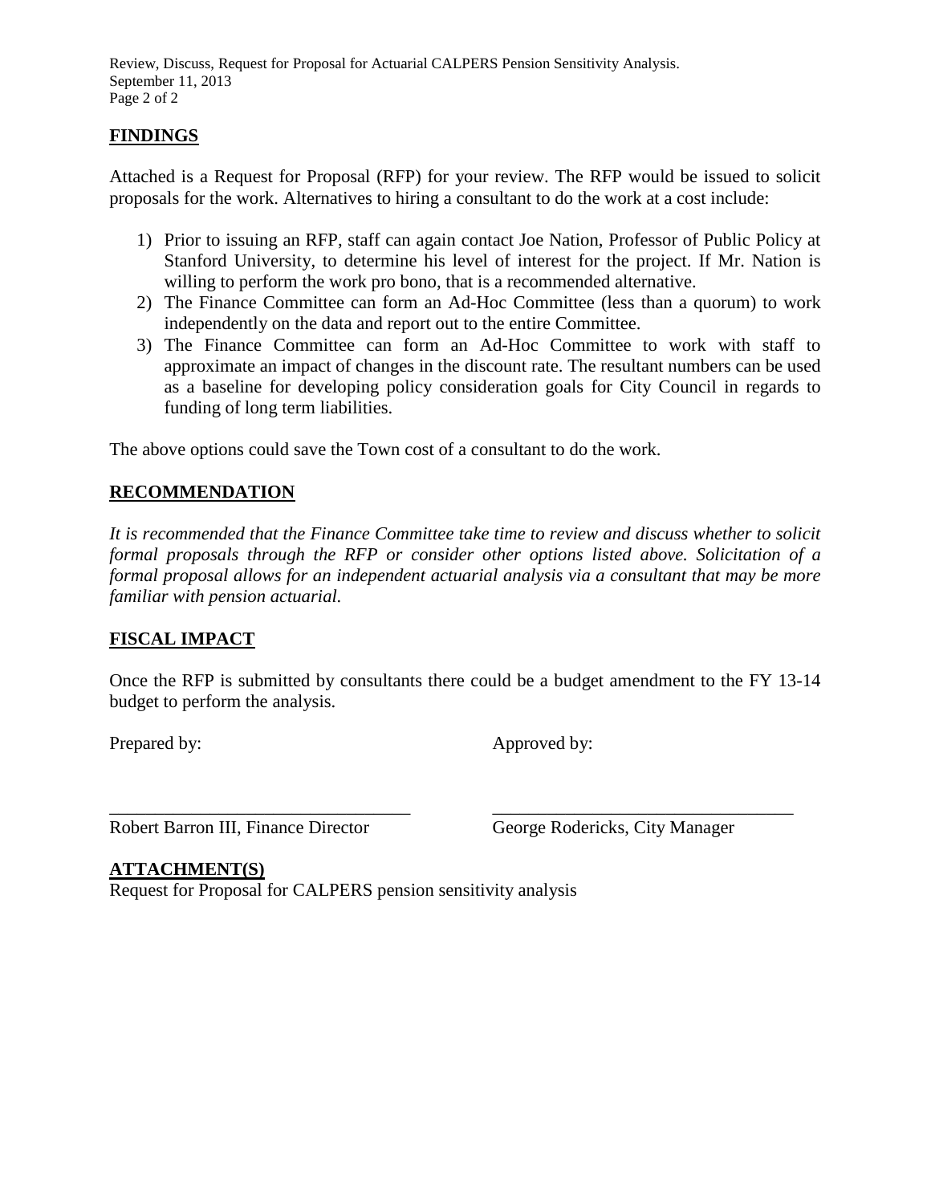## FINDINGS

Attached is a Request for Proposal (RFP) for your review. The RFP would be issued to solicit proposals for the work. Alternatives to hiring a consultant to do the work at a cost include:

1) Prior to issuing an RFP, staff can again contact Joe Nation, Professor of Public Policy at Stanford University, to determine his level of interest for the project. If Mr. Nation is willing to perform the work pro bono, that is a recommended alternative.
2) The Finance Committee can form an Ad-Hoc Committee (less than a quorum) to work independently on the data and report out to the entire Committee.
3) The Finance Committee can form an Ad-Hoc Committee to work with staff to approximate an impact of changes in the discount rate. The resultant numbers can be used as a baseline for developing policy consideration goals for City Council in regards to funding of long term liabilities.

The above options could save the Town cost of a consultant to do the work.

## RECOMMENDATION

*It is recommended that the Finance Committee take time to review and discuss whether to solicit formal proposals through the RFP or consider other options listed above. Solicitation of a formal proposal allows for an independent actuarial analysis via a consultant that may be more familiar with pension actuarial.*

## FISCAL IMPACT

Once the RFP is submitted by consultants there could be a budget amendment to the FY 13-14 budget to perform the analysis.

Prepared by: Approved by:

Robert Barron III, Finance Director George Rodericks, City Manager

## ATTACHMENT(S)

Request for Proposal for CALPERS pension sensitivity analysis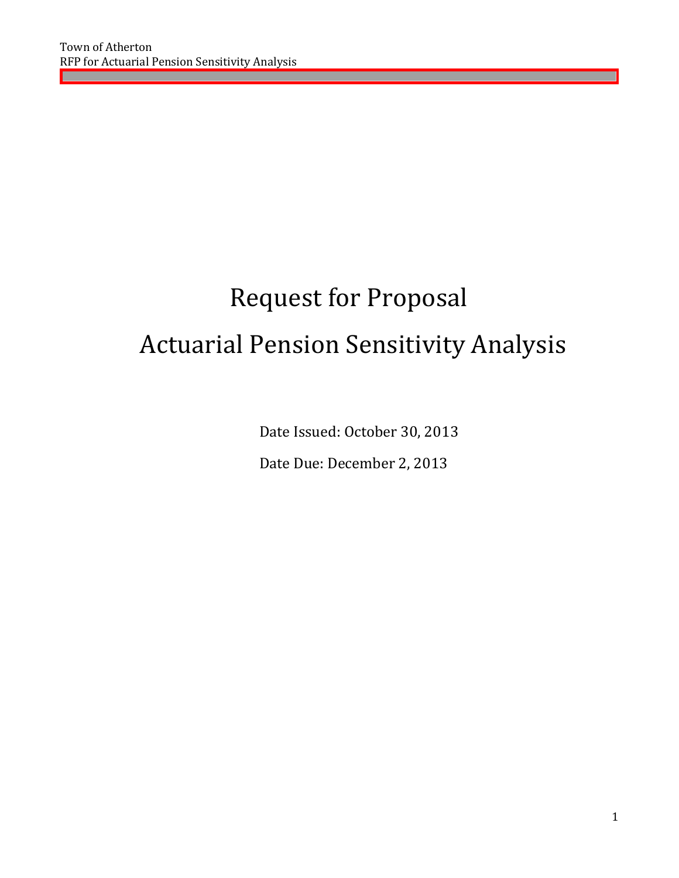# Request for Proposal

# Actuarial Pension Sensitivity Analysis

Date Issued: October 30, 2013

Date Due: December 2, 2013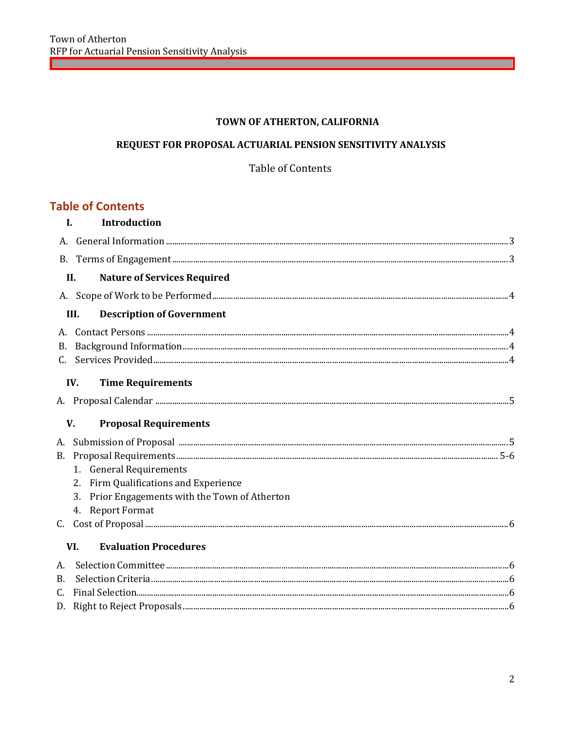**TOWN OF ATHERTON, CALIFORNIA**

**REQUEST FOR PROPOSAL ACTUARIAL PENSION SENSITIVITY ANALYSIS**

Table of Contents

## Table of Contents

**I. Introduction**

A. General Information ........ 3

B. Terms of Engagement ........ 3

**II. Nature of Services Required**

A. Scope of Work to be Performed ........ 4

**III. Description of Government**

A. Contact Persons ........ 4
B. Background Information ........ 4
C. Services Provided ........ 4

**IV. Time Requirements**

A. Proposal Calendar ........ 5

**V. Proposal Requirements**

A. Submission of Proposal ........ 5
B. Proposal Requirements ........ 5-6
   1. General Requirements
   2. Firm Qualifications and Experience
   3. Prior Engagements with the Town of Atherton
   4. Report Format
C. Cost of Proposal ........ 6

**VI. Evaluation Procedures**

A. Selection Committee ........ 6
B. Selection Criteria ........ 6
C. Final Selection ........ 6
D. Right to Reject Proposals ........ 6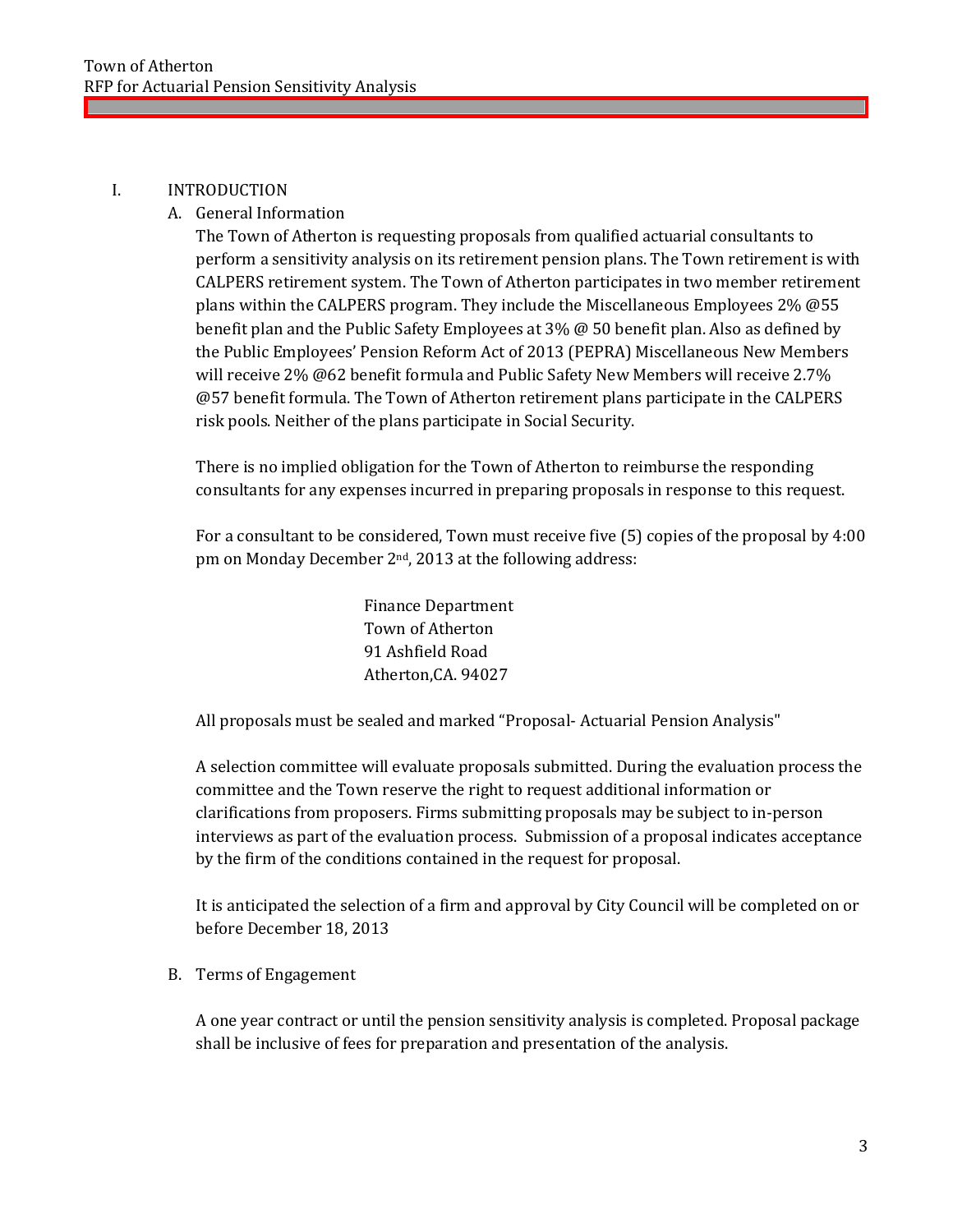## I. INTRODUCTION

### A. General Information

The Town of Atherton is requesting proposals from qualified actuarial consultants to perform a sensitivity analysis on its retirement pension plans. The Town retirement is with CALPERS retirement system. The Town of Atherton participates in two member retirement plans within the CALPERS program. They include the Miscellaneous Employees 2% @55 benefit plan and the Public Safety Employees at 3% @ 50 benefit plan. Also as defined by the Public Employees' Pension Reform Act of 2013 (PEPRA) Miscellaneous New Members will receive 2% @62 benefit formula and Public Safety New Members will receive 2.7% @57 benefit formula. The Town of Atherton retirement plans participate in the CALPERS risk pools. Neither of the plans participate in Social Security.

There is no implied obligation for the Town of Atherton to reimburse the responding consultants for any expenses incurred in preparing proposals in response to this request.

For a consultant to be considered, Town must receive five (5) copies of the proposal by 4:00 pm on Monday December 2nd, 2013 at the following address:

Finance Department
Town of Atherton
91 Ashfield Road
Atherton,CA. 94027

All proposals must be sealed and marked "Proposal- Actuarial Pension Analysis"

A selection committee will evaluate proposals submitted. During the evaluation process the committee and the Town reserve the right to request additional information or clarifications from proposers. Firms submitting proposals may be subject to in-person interviews as part of the evaluation process. Submission of a proposal indicates acceptance by the firm of the conditions contained in the request for proposal.

It is anticipated the selection of a firm and approval by City Council will be completed on or before December 18, 2013

### B. Terms of Engagement

A one year contract or until the pension sensitivity analysis is completed. Proposal package shall be inclusive of fees for preparation and presentation of the analysis.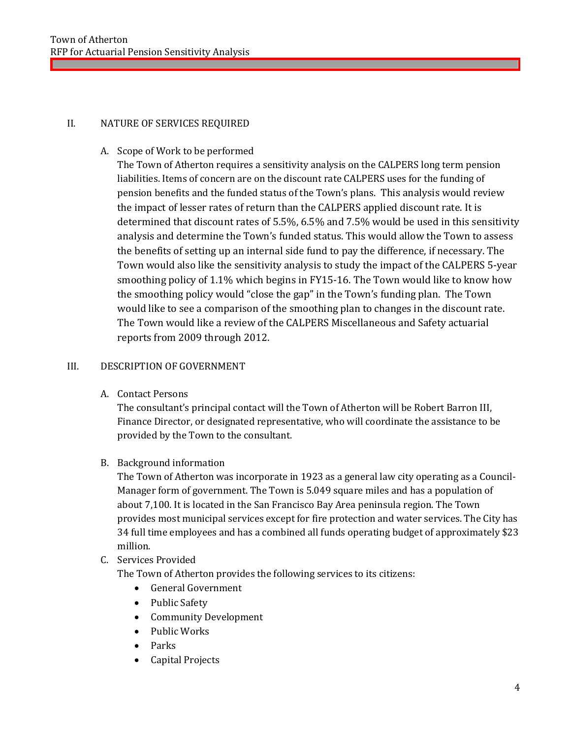## II. NATURE OF SERVICES REQUIRED

A. Scope of Work to be performed

The Town of Atherton requires a sensitivity analysis on the CALPERS long term pension liabilities. Items of concern are on the discount rate CALPERS uses for the funding of pension benefits and the funded status of the Town's plans. This analysis would review the impact of lesser rates of return than the CALPERS applied discount rate. It is determined that discount rates of 5.5%, 6.5% and 7.5% would be used in this sensitivity analysis and determine the Town's funded status. This would allow the Town to assess the benefits of setting up an internal side fund to pay the difference, if necessary. The Town would also like the sensitivity analysis to study the impact of the CALPERS 5-year smoothing policy of 1.1% which begins in FY15-16. The Town would like to know how the smoothing policy would "close the gap" in the Town's funding plan. The Town would like to see a comparison of the smoothing plan to changes in the discount rate. The Town would like a review of the CALPERS Miscellaneous and Safety actuarial reports from 2009 through 2012.

## III. DESCRIPTION OF GOVERNMENT

A. Contact Persons

The consultant's principal contact will the Town of Atherton will be Robert Barron III, Finance Director, or designated representative, who will coordinate the assistance to be provided by the Town to the consultant.

B. Background information

The Town of Atherton was incorporate in 1923 as a general law city operating as a Council-Manager form of government. The Town is 5.049 square miles and has a population of about 7,100. It is located in the San Francisco Bay Area peninsula region. The Town provides most municipal services except for fire protection and water services. The City has 34 full time employees and has a combined all funds operating budget of approximately $23 million.

C. Services Provided

The Town of Atherton provides the following services to its citizens:

- General Government
- Public Safety
- Community Development
- Public Works
- Parks
- Capital Projects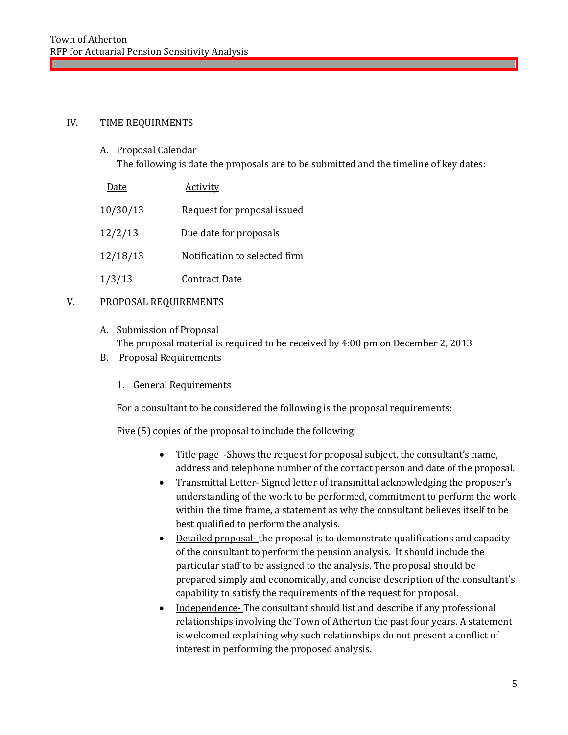## IV. TIME REQUIRMENTS

A. Proposal Calendar

The following is date the proposals are to be submitted and the timeline of key dates:

| Date | Activity |
|---|---|
| 10/30/13 | Request for proposal issued |
| 12/2/13 | Due date for proposals |
| 12/18/13 | Notification to selected firm |
| 1/3/13 | Contract Date |

## V. PROPOSAL REQUIREMENTS

A. Submission of Proposal

The proposal material is required to be received by 4:00 pm on December 2, 2013

B. Proposal Requirements

1. General Requirements

For a consultant to be considered the following is the proposal requirements:

Five (5) copies of the proposal to include the following:

- Title page -Shows the request for proposal subject, the consultant's name, address and telephone number of the contact person and date of the proposal.
- Transmittal Letter- Signed letter of transmittal acknowledging the proposer's understanding of the work to be performed, commitment to perform the work within the time frame, a statement as why the consultant believes itself to be best qualified to perform the analysis.
- Detailed proposal- the proposal is to demonstrate qualifications and capacity of the consultant to perform the pension analysis. It should include the particular staff to be assigned to the analysis. The proposal should be prepared simply and economically, and concise description of the consultant's capability to satisfy the requirements of the request for proposal.
- Independence- The consultant should list and describe if any professional relationships involving the Town of Atherton the past four years. A statement is welcomed explaining why such relationships do not present a conflict of interest in performing the proposed analysis.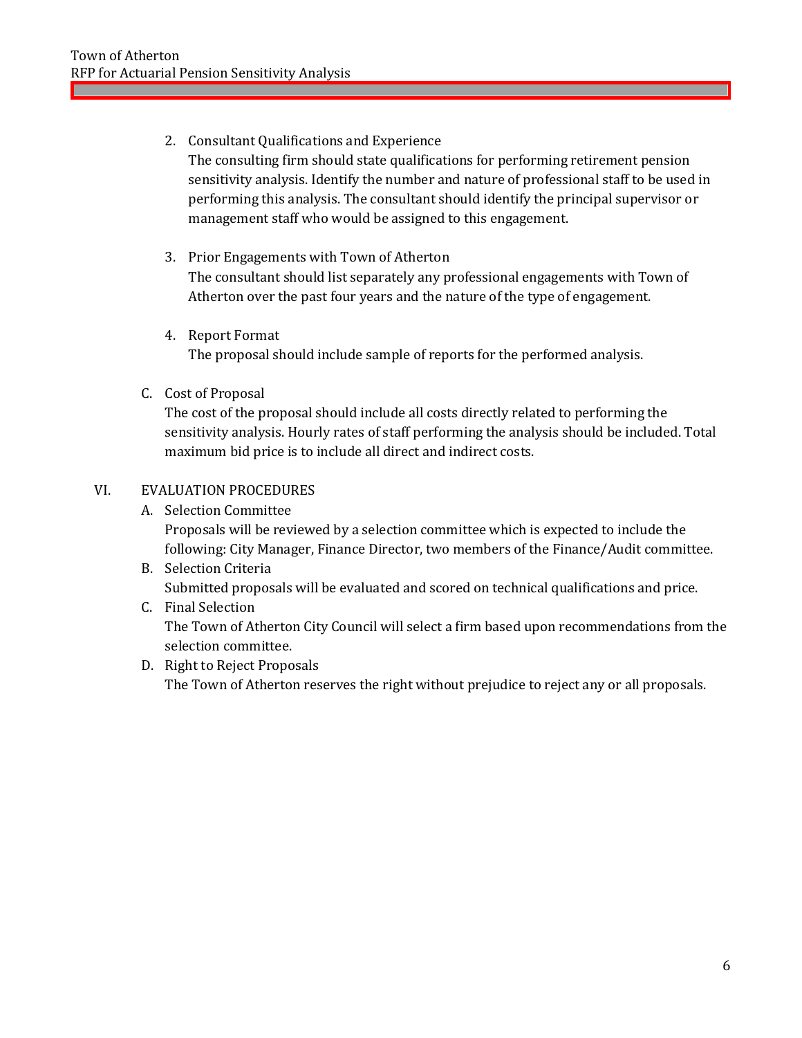2. Consultant Qualifications and Experience

   The consulting firm should state qualifications for performing retirement pension sensitivity analysis. Identify the number and nature of professional staff to be used in performing this analysis. The consultant should identify the principal supervisor or management staff who would be assigned to this engagement.

3. Prior Engagements with Town of Atherton

   The consultant should list separately any professional engagements with Town of Atherton over the past four years and the nature of the type of engagement.

4. Report Format

   The proposal should include sample of reports for the performed analysis.

C. Cost of Proposal

The cost of the proposal should include all costs directly related to performing the sensitivity analysis. Hourly rates of staff performing the analysis should be included. Total maximum bid price is to include all direct and indirect costs.

## VI. EVALUATION PROCEDURES

A. Selection Committee

Proposals will be reviewed by a selection committee which is expected to include the following: City Manager, Finance Director, two members of the Finance/Audit committee.

B. Selection Criteria

Submitted proposals will be evaluated and scored on technical qualifications and price.

C. Final Selection

The Town of Atherton City Council will select a firm based upon recommendations from the selection committee.

D. Right to Reject Proposals

The Town of Atherton reserves the right without prejudice to reject any or all proposals.